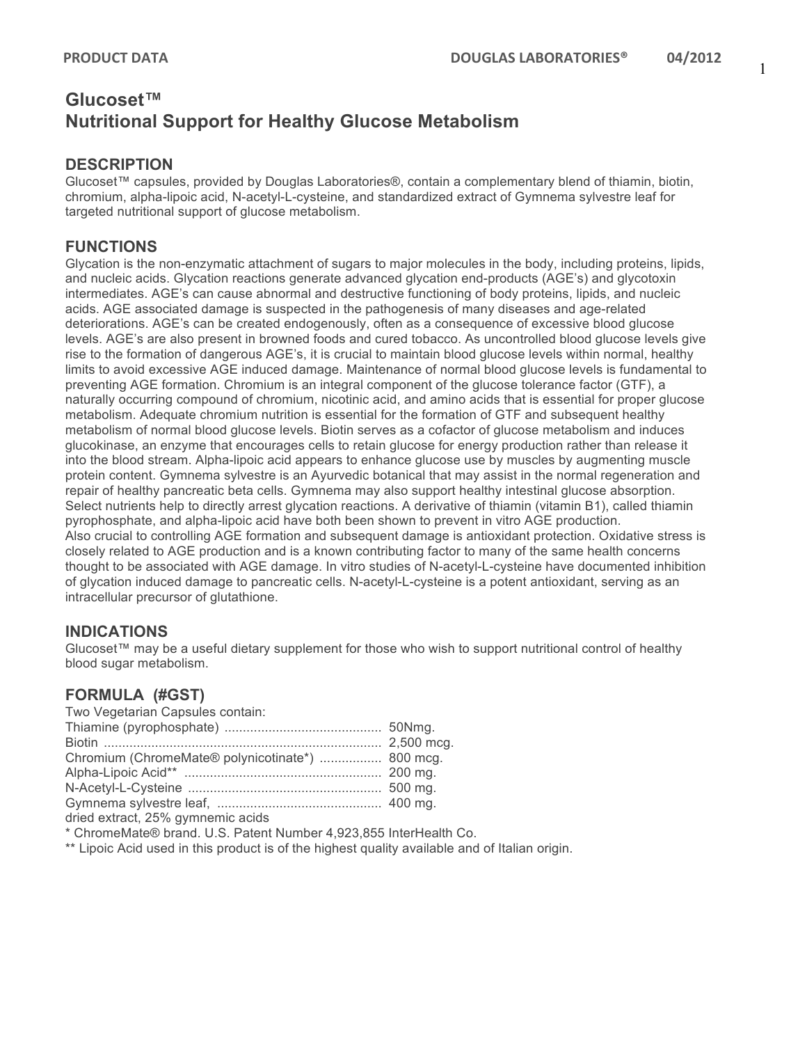# Glucoset™
# Nutritional Support for Healthy Glucose Metabolism

## DESCRIPTION

Glucoset™ capsules, provided by Douglas Laboratories®, contain a complementary blend of thiamin, biotin, chromium, alpha-lipoic acid, N-acetyl-L-cysteine, and standardized extract of Gymnema sylvestre leaf for targeted nutritional support of glucose metabolism.

## FUNCTIONS

Glycation is the non-enzymatic attachment of sugars to major molecules in the body, including proteins, lipids, and nucleic acids. Glycation reactions generate advanced glycation end-products (AGE's) and glycotoxin intermediates. AGE's can cause abnormal and destructive functioning of body proteins, lipids, and nucleic acids. AGE associated damage is suspected in the pathogenesis of many diseases and age-related deteriorations. AGE's can be created endogenously, often as a consequence of excessive blood glucose levels. AGE's are also present in browned foods and cured tobacco. As uncontrolled blood glucose levels give rise to the formation of dangerous AGE's, it is crucial to maintain blood glucose levels within normal, healthy limits to avoid excessive AGE induced damage. Maintenance of normal blood glucose levels is fundamental to preventing AGE formation. Chromium is an integral component of the glucose tolerance factor (GTF), a naturally occurring compound of chromium, nicotinic acid, and amino acids that is essential for proper glucose metabolism. Adequate chromium nutrition is essential for the formation of GTF and subsequent healthy metabolism of normal blood glucose levels. Biotin serves as a cofactor of glucose metabolism and induces glucokinase, an enzyme that encourages cells to retain glucose for energy production rather than release it into the blood stream. Alpha-lipoic acid appears to enhance glucose use by muscles by augmenting muscle protein content. Gymnema sylvestre is an Ayurvedic botanical that may assist in the normal regeneration and repair of healthy pancreatic beta cells. Gymnema may also support healthy intestinal glucose absorption. Select nutrients help to directly arrest glycation reactions. A derivative of thiamin (vitamin B1), called thiamin pyrophosphate, and alpha-lipoic acid have both been shown to prevent in vitro AGE production.

Also crucial to controlling AGE formation and subsequent damage is antioxidant protection. Oxidative stress is closely related to AGE production and is a known contributing factor to many of the same health concerns thought to be associated with AGE damage. In vitro studies of N-acetyl-L-cysteine have documented inhibition of glycation induced damage to pancreatic cells. N-acetyl-L-cysteine is a potent antioxidant, serving as an intracellular precursor of glutathione.

## INDICATIONS

Glucoset™ may be a useful dietary supplement for those who wish to support nutritional control of healthy blood sugar metabolism.

## FORMULA (#GST)

Two Vegetarian Capsules contain:

| | |
|---|---|
| Thiamine (pyrophosphate) | 50Nmg. |
| Biotin | 2,500 mcg. |
| Chromium (ChromeMate® polynicotinate*) | 800 mcg. |
| Alpha-Lipoic Acid** | 200 mg. |
| N-Acetyl-L-Cysteine | 500 mg. |
| Gymnema sylvestre leaf, dried extract, 25% gymnemic acids | 400 mg. |

\* ChromeMate® brand. U.S. Patent Number 4,923,855 InterHealth Co.

** Lipoic Acid used in this product is of the highest quality available and of Italian origin.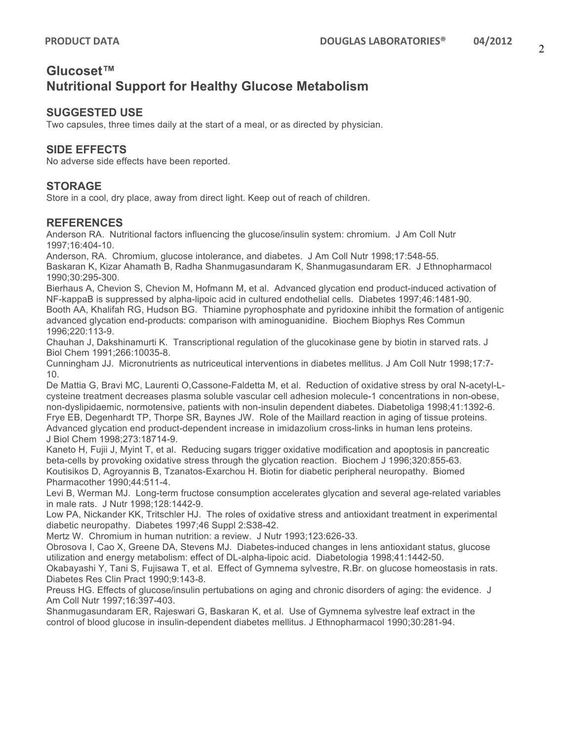# Glucoset™
# Nutritional Support for Healthy Glucose Metabolism

## SUGGESTED USE

Two capsules, three times daily at the start of a meal, or as directed by physician.

## SIDE EFFECTS

No adverse side effects have been reported.

## STORAGE

Store in a cool, dry place, away from direct light. Keep out of reach of children.

## REFERENCES

Anderson RA. Nutritional factors influencing the glucose/insulin system: chromium. J Am Coll Nutr 1997;16:404-10.

Anderson, RA. Chromium, glucose intolerance, and diabetes. J Am Coll Nutr 1998;17:548-55.

Baskaran K, Kizar Ahamath B, Radha Shanmugasundaram K, Shanmugasundaram ER. J Ethnopharmacol 1990;30:295-300.

Bierhaus A, Chevion S, Chevion M, Hofmann M, et al. Advanced glycation end product-induced activation of NF-kappaB is suppressed by alpha-lipoic acid in cultured endothelial cells. Diabetes 1997;46:1481-90.

Booth AA, Khalifah RG, Hudson BG. Thiamine pyrophosphate and pyridoxine inhibit the formation of antigenic advanced glycation end-products: comparison with aminoguanidine. Biochem Biophys Res Commun 1996;220:113-9.

Chauhan J, Dakshinamurti K. Transcriptional regulation of the glucokinase gene by biotin in starved rats. J Biol Chem 1991;266:10035-8.

Cunningham JJ. Micronutrients as nutriceutical interventions in diabetes mellitus. J Am Coll Nutr 1998;17:7-10.

De Mattia G, Bravi MC, Laurenti O,Cassone-Faldetta M, et al. Reduction of oxidative stress by oral N-acetyl-L-cysteine treatment decreases plasma soluble vascular cell adhesion molecule-1 concentrations in non-obese, non-dyslipidaemic, normotensive, patients with non-insulin dependent diabetes. Diabetoliga 1998;41:1392-6.

Frye EB, Degenhardt TP, Thorpe SR, Baynes JW. Role of the Maillard reaction in aging of tissue proteins. Advanced glycation end product-dependent increase in imidazolium cross-links in human lens proteins. J Biol Chem 1998;273:18714-9.

Kaneto H, Fujii J, Myint T, et al. Reducing sugars trigger oxidative modification and apoptosis in pancreatic beta-cells by provoking oxidative stress through the glycation reaction. Biochem J 1996;320:855-63.

Koutisikos D, Agroyannis B, Tzanatos-Exarchou H. Biotin for diabetic peripheral neuropathy. Biomed Pharmacother 1990;44:511-4.

Levi B, Werman MJ. Long-term fructose consumption accelerates glycation and several age-related variables in male rats. J Nutr 1998;128:1442-9.

Low PA, Nickander KK, Tritschler HJ. The roles of oxidative stress and antioxidant treatment in experimental diabetic neuropathy. Diabetes 1997;46 Suppl 2:S38-42.

Mertz W. Chromium in human nutrition: a review. J Nutr 1993;123:626-33.

Obrosova I, Cao X, Greene DA, Stevens MJ. Diabetes-induced changes in lens antioxidant status, glucose utilization and energy metabolism: effect of DL-alpha-lipoic acid. Diabetologia 1998;41:1442-50.

Okabayashi Y, Tani S, Fujisawa T, et al. Effect of Gymnema sylvestre, R.Br. on glucose homeostasis in rats. Diabetes Res Clin Pract 1990;9:143-8.

Preuss HG. Effects of glucose/insulin pertubations on aging and chronic disorders of aging: the evidence. J Am Coll Nutr 1997;16:397-403.

Shanmugasundaram ER, Rajeswari G, Baskaran K, et al. Use of Gymnema sylvestre leaf extract in the control of blood glucose in insulin-dependent diabetes mellitus. J Ethnopharmacol 1990;30:281-94.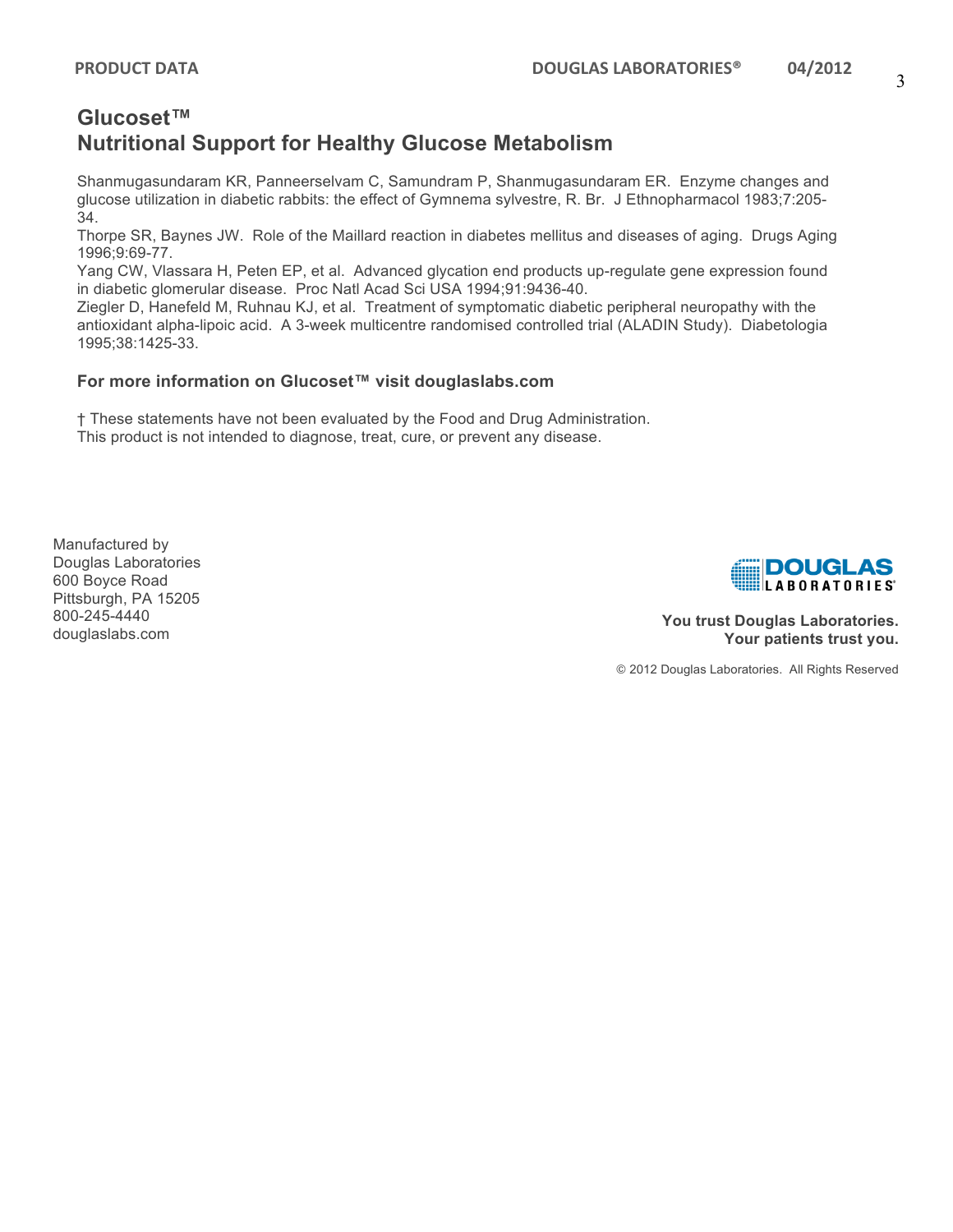# Glucoset™
## Nutritional Support for Healthy Glucose Metabolism

Shanmugasundaram KR, Panneerselvam C, Samundram P, Shanmugasundaram ER. Enzyme changes and glucose utilization in diabetic rabbits: the effect of Gymnema sylvestre, R. Br. J Ethnopharmacol 1983;7:205-34.

Thorpe SR, Baynes JW. Role of the Maillard reaction in diabetes mellitus and diseases of aging. Drugs Aging 1996;9:69-77.

Yang CW, Vlassara H, Peten EP, et al. Advanced glycation end products up-regulate gene expression found in diabetic glomerular disease. Proc Natl Acad Sci USA 1994;91:9436-40.

Ziegler D, Hanefeld M, Ruhnau KJ, et al. Treatment of symptomatic diabetic peripheral neuropathy with the antioxidant alpha-lipoic acid. A 3-week multicentre randomised controlled trial (ALADIN Study). Diabetologia 1995;38:1425-33.

**For more information on Glucoset™ visit douglaslabs.com**

† These statements have not been evaluated by the Food and Drug Administration.
This product is not intended to diagnose, treat, cure, or prevent any disease.

Manufactured by
Douglas Laboratories
600 Boyce Road
Pittsburgh, PA 15205
800-245-4440
douglaslabs.com

DOUGLAS LABORATORIES®

**You trust Douglas Laboratories.**
**Your patients trust you.**

© 2012 Douglas Laboratories. All Rights Reserved